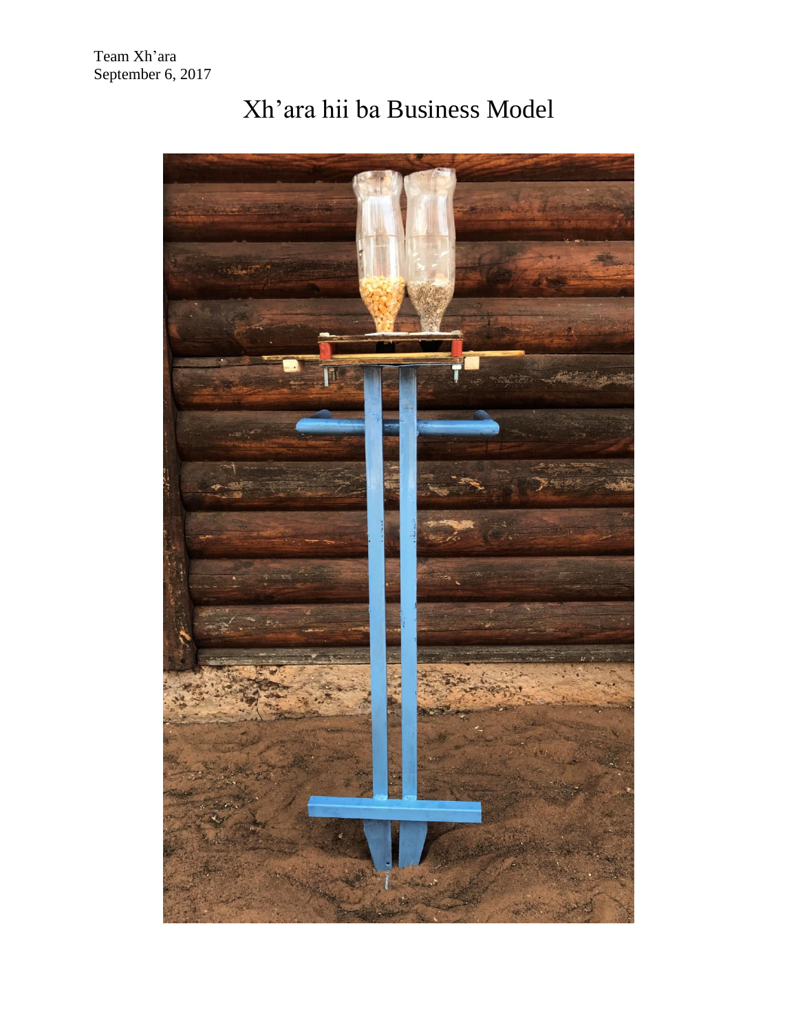Team Xh'ara
September 6, 2017

# Xh'ara hii ba Business Model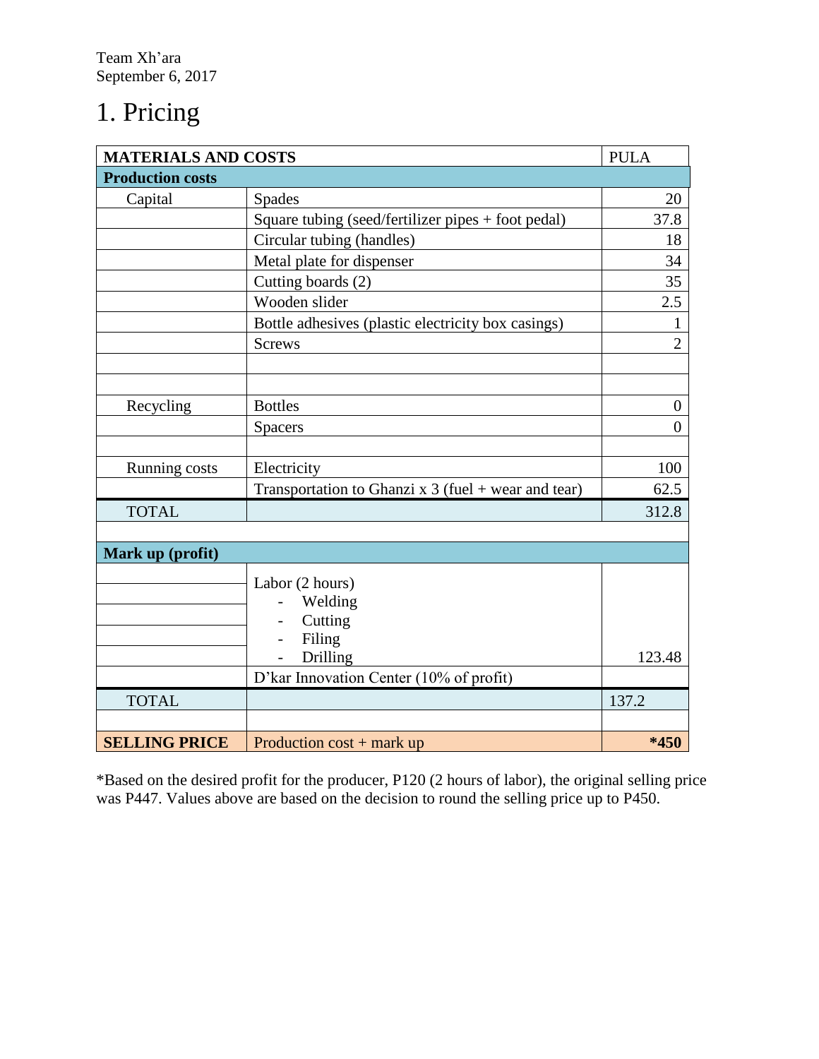Team Xh'ara
September 6, 2017

# 1. Pricing

| MATERIALS AND COSTS | | PULA |
|---|---|---|
| **Production costs** | | |
| Capital | Spades | 20 |
| | Square tubing (seed/fertilizer pipes + foot pedal) | 37.8 |
| | Circular tubing (handles) | 18 |
| | Metal plate for dispenser | 34 |
| | Cutting boards (2) | 35 |
| | Wooden slider | 2.5 |
| | Bottle adhesives (plastic electricity box casings) | 1 |
| | Screws | 2 |
| | | |
| | | |
| Recycling | Bottles | 0 |
| | Spacers | 0 |
| | | |
| Running costs | Electricity | 100 |
| | Transportation to Ghanzi x 3 (fuel + wear and tear) | 62.5 |
| TOTAL | | 312.8 |
| | | |
| **Mark up (profit)** | | |
| | Labor (2 hours)<br>- Welding<br>- Cutting<br>- Filing<br>- Drilling | 123.48 |
| | D'kar Innovation Center (10% of profit) | |
| TOTAL | | 137.2 |
| | | |
| **SELLING PRICE** | Production cost + mark up | ***450** |

*Based on the desired profit for the producer, P120 (2 hours of labor), the original selling price was P447. Values above are based on the decision to round the selling price up to P450.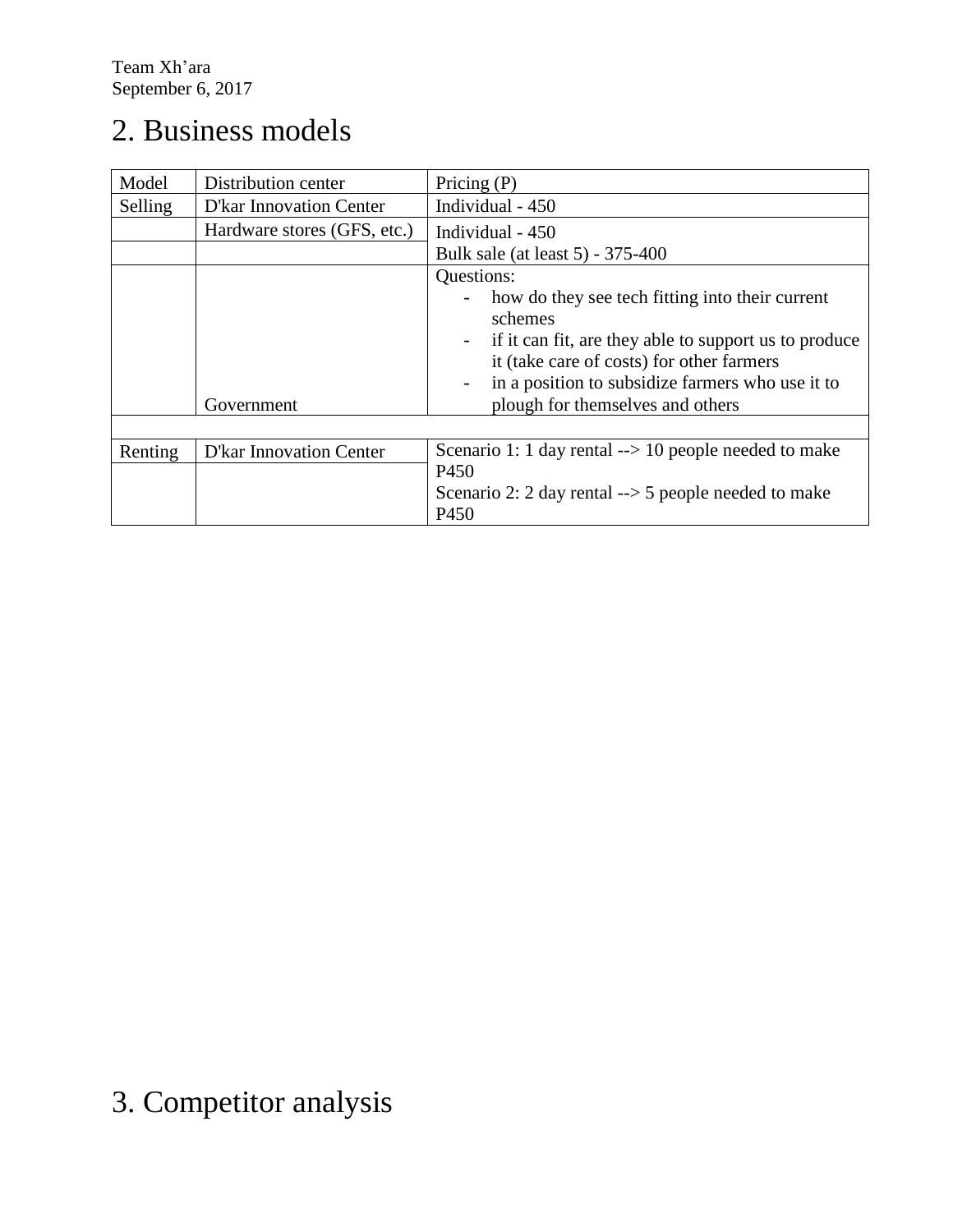Team Xh'ara
September 6, 2017

# 2. Business models

| Model | Distribution center | Pricing (P) |
| --- | --- | --- |
| Selling | D'kar Innovation Center | Individual - 450 |
| | Hardware stores (GFS, etc.) | Individual - 450<br>Bulk sale (at least 5) - 375-400 |
| | Government | Questions:<br>- how do they see tech fitting into their current schemes<br>- if it can fit, are they able to support us to produce it (take care of costs) for other farmers<br>- in a position to subsidize farmers who use it to plough for themselves and others |
| | | |
| Renting | D'kar Innovation Center | Scenario 1: 1 day rental --> 10 people needed to make P450<br>Scenario 2: 2 day rental --> 5 people needed to make P450 |

# 3. Competitor analysis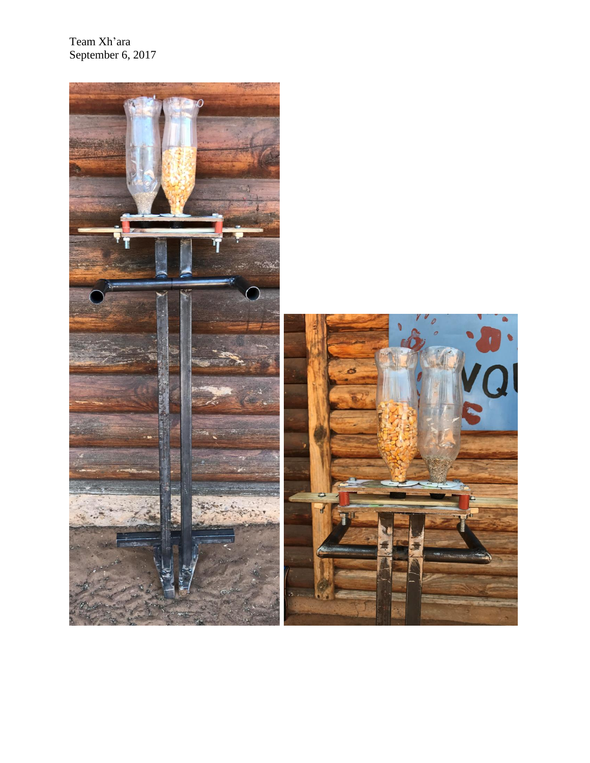Team Xh'ara
September 6, 2017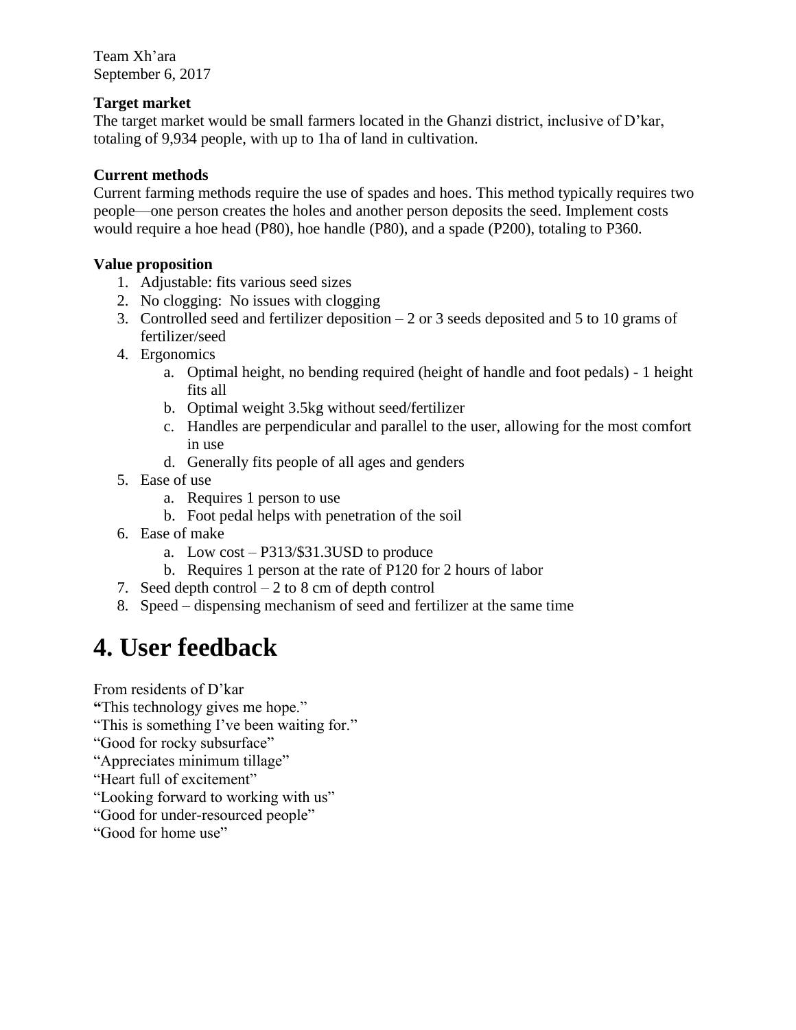Team Xh'ara
September 6, 2017

**Target market**
The target market would be small farmers located in the Ghanzi district, inclusive of D'kar, totaling of 9,934 people, with up to 1ha of land in cultivation.

**Current methods**
Current farming methods require the use of spades and hoes. This method typically requires two people—one person creates the holes and another person deposits the seed. Implement costs would require a hoe head (P80), hoe handle (P80), and a spade (P200), totaling to P360.

**Value proposition**

1. Adjustable: fits various seed sizes
2. No clogging: No issues with clogging
3. Controlled seed and fertilizer deposition – 2 or 3 seeds deposited and 5 to 10 grams of fertilizer/seed
4. Ergonomics
    a. Optimal height, no bending required (height of handle and foot pedals) - 1 height fits all
    b. Optimal weight 3.5kg without seed/fertilizer
    c. Handles are perpendicular and parallel to the user, allowing for the most comfort in use
    d. Generally fits people of all ages and genders
5. Ease of use
    a. Requires 1 person to use
    b. Foot pedal helps with penetration of the soil
6. Ease of make
    a. Low cost – P313/$31.3USD to produce
    b. Requires 1 person at the rate of P120 for 2 hours of labor
7. Seed depth control – 2 to 8 cm of depth control
8. Speed – dispensing mechanism of seed and fertilizer at the same time

# 4. User feedback

From residents of D'kar
"This technology gives me hope."
"This is something I've been waiting for."
"Good for rocky subsurface"
"Appreciates minimum tillage"
"Heart full of excitement"
"Looking forward to working with us"
"Good for under-resourced people"
"Good for home use"